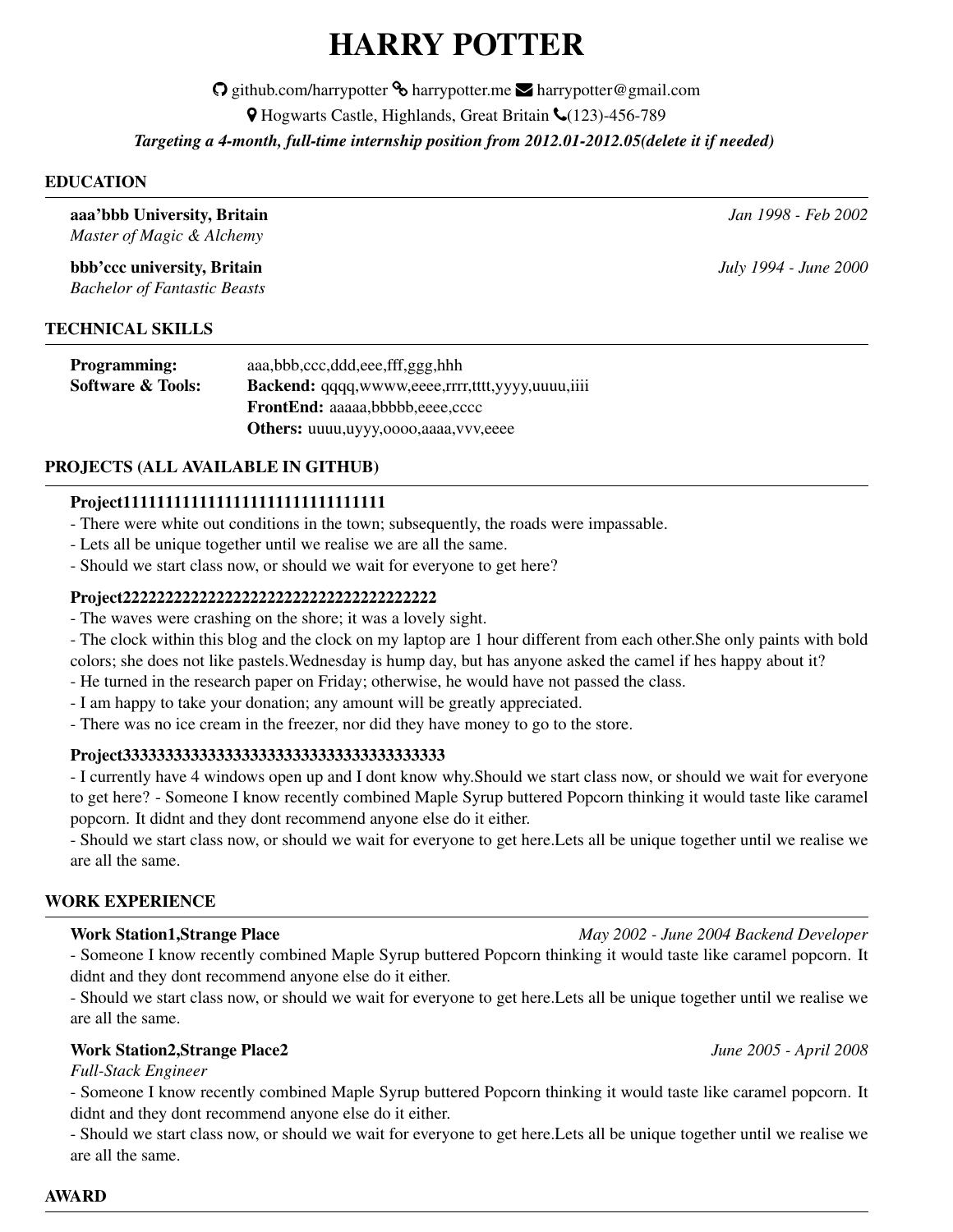# HARRY POTTER

github.com/harrypotter harrypotter.me harrypotter@gmail.com
Hogwarts Castle, Highlands, Great Britain (123)-456-789

***Targeting a 4-month, full-time internship position from 2012.01-2012.05(delete it if needed)***

## EDUCATION

**aaa'bbb University, Britain** *Jan 1998 - Feb 2002*
*Master of Magic & Alchemy*

**bbb'ccc university, Britain** *July 1994 - June 2000*
*Bachelor of Fantastic Beasts*

## TECHNICAL SKILLS

| | |
|---|---|
| **Programming:** | aaa,bbb,ccc,ddd,eee,fff,ggg,hhh |
| **Software & Tools:** | **Backend:** qqqq,wwww,eeee,rrrr,tttt,yyyy,uuuu,iiii |
| | **FrontEnd:** aaaaa,bbbbb,eeee,cccc |
| | **Others:** uuuu,uyyy,oooo,aaaa,vvv,eeee |

## PROJECTS (ALL AVAILABLE IN GITHUB)

**Project1111111111111111111111111111111**

- There were white out conditions in the town; subsequently, the roads were impassable.
- Lets all be unique together until we realise we are all the same.
- Should we start class now, or should we wait for everyone to get here?

**Project2222222222222222222222222222222222222**

- The waves were crashing on the shore; it was a lovely sight.
- The clock within this blog and the clock on my laptop are 1 hour different from each other.She only paints with bold colors; she does not like pastels.Wednesday is hump day, but has anyone asked the camel if hes happy about it?
- He turned in the research paper on Friday; otherwise, he would have not passed the class.
- I am happy to take your donation; any amount will be greatly appreciated.
- There was no ice cream in the freezer, nor did they have money to go to the store.

**Project33333333333333333333333333333333333333**

- I currently have 4 windows open up and I dont know why.Should we start class now, or should we wait for everyone to get here? - Someone I know recently combined Maple Syrup buttered Popcorn thinking it would taste like caramel popcorn. It didnt and they dont recommend anyone else do it either.
- Should we start class now, or should we wait for everyone to get here.Lets all be unique together until we realise we are all the same.

## WORK EXPERIENCE

**Work Station1,Strange Place** *May 2002 - June 2004 Backend Developer*

- Someone I know recently combined Maple Syrup buttered Popcorn thinking it would taste like caramel popcorn. It didnt and they dont recommend anyone else do it either.
- Should we start class now, or should we wait for everyone to get here.Lets all be unique together until we realise we are all the same.

**Work Station2,Strange Place2** *June 2005 - April 2008*
*Full-Stack Engineer*

- Someone I know recently combined Maple Syrup buttered Popcorn thinking it would taste like caramel popcorn. It didnt and they dont recommend anyone else do it either.
- Should we start class now, or should we wait for everyone to get here.Lets all be unique together until we realise we are all the same.

## AWARD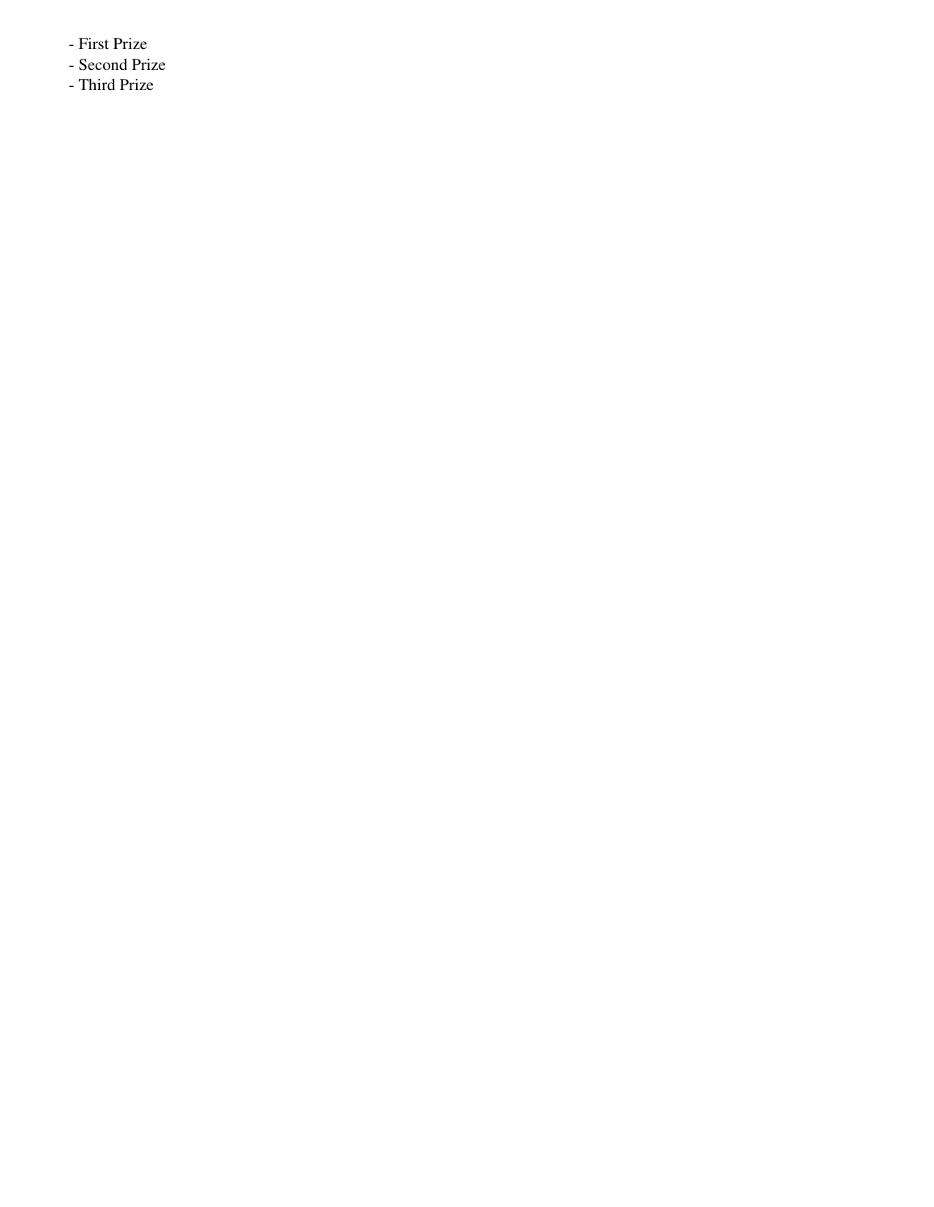- First Prize
- Second Prize
- Third Prize